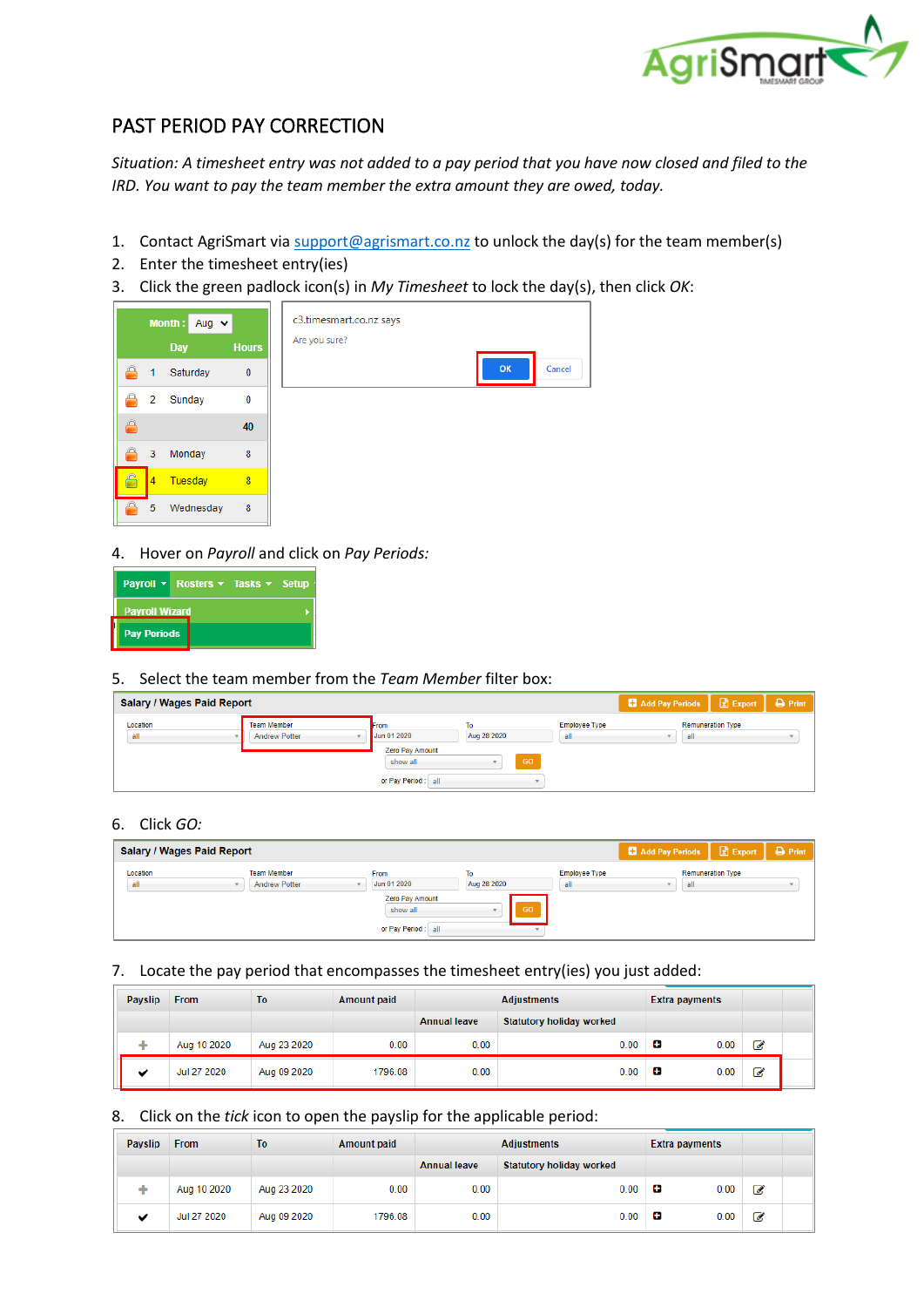# PAST PERIOD PAY CORRECTION

*Situation: A timesheet entry was not added to a pay period that you have now closed and filed to the IRD. You want to pay the team member the extra amount they are owed, today.*

1. Contact AgriSmart via support@agrismart.co.nz to unlock the day(s) for the team member(s)
2. Enter the timesheet entry(ies)
3. Click the green padlock icon(s) in *My Timesheet* to lock the day(s), then click *OK*:

| | Day | Hours |
|---|---|---|
| 1 | Saturday | 0 |
| 2 | Sunday | 0 |
| | | 40 |
| 3 | Monday | 8 |
| 4 | Tuesday | 8 |
| 5 | Wednesday | 8 |

c3.timesmart.co.nz says

Are you sure?

OK Cancel

4. Hover on *Payroll* and click on *Pay Periods:*

Payroll ▾ Rosters ▾ Tasks ▾ Setup

Payroll Wizard

Pay Periods

5. Select the team member from the *Team Member* filter box:

**Salary / Wages Paid Report**

Location: all | Team Member: Andrew Potter | From: Jun 01 2020 | To: Aug 28 2020 | Employee Type: all | Remuneration Type: all

Zero Pay Amount: show all | GO

or Pay Period: all

6. Click *GO:*

7. Locate the pay period that encompasses the timesheet entry(ies) you just added:

| Payslip | From | To | Amount paid | Adjustments | | Extra payments | |
|---|---|---|---|---|---|---|---|
| | | | | Annual leave | Statutory holiday worked | | |
| + | Aug 10 2020 | Aug 23 2020 | 0.00 | 0.00 | 0.00 | 0.00 | |
| ✔ | Jul 27 2020 | Aug 09 2020 | 1796.08 | 0.00 | 0.00 | 0.00 | |

8. Click on the *tick* icon to open the payslip for the applicable period:

| Payslip | From | To | Amount paid | Adjustments | | Extra payments | |
|---|---|---|---|---|---|---|---|
| | | | | Annual leave | Statutory holiday worked | | |
| + | Aug 10 2020 | Aug 23 2020 | 0.00 | 0.00 | 0.00 | 0.00 | |
| ✔ | Jul 27 2020 | Aug 09 2020 | 1796.08 | 0.00 | 0.00 | 0.00 | |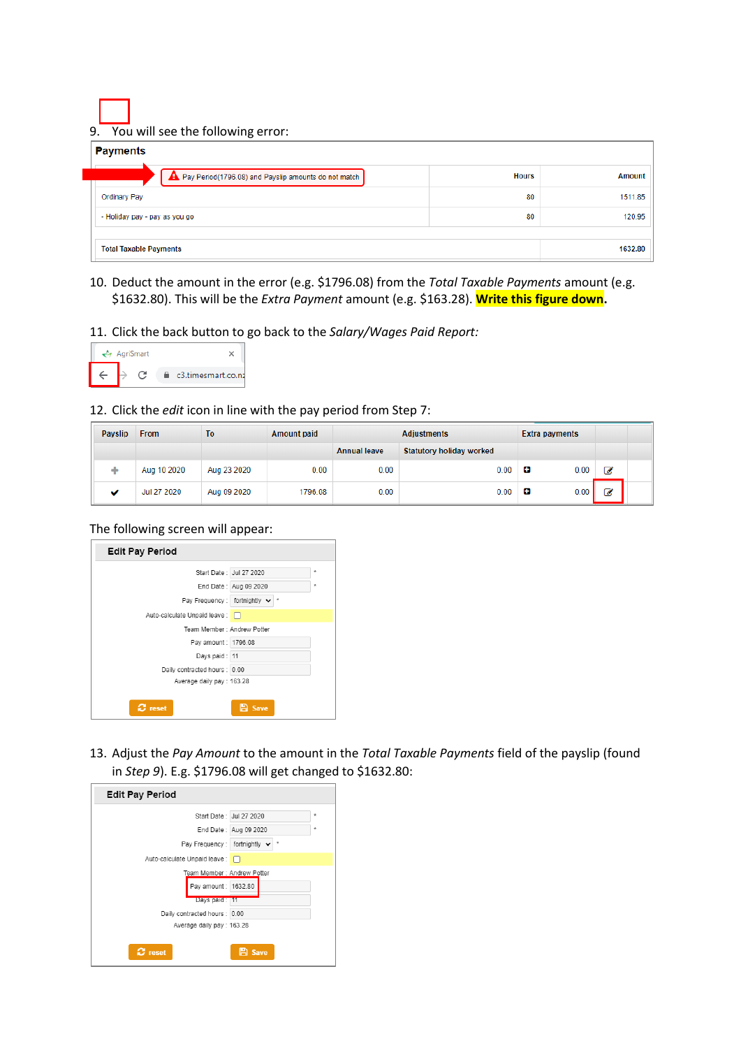9. You will see the following error:

**Payments**

| Pay Period(1796.08) and Payslip amounts do not match | Hours | Amount |
|---|---|---|
| Ordinary Pay | 80 | 1511.85 |
| - Holiday pay - pay as you go | 80 | 120.95 |
| Total Taxable Payments | | 1632.80 |

10. Deduct the amount in the error (e.g. $1796.08) from the *Total Taxable Payments* amount (e.g. $1632.80). This will be the *Extra Payment* amount (e.g. $163.28). **Write this figure down**.

11. Click the back button to go back to the *Salary/Wages Paid Report:*

AgriSmart
c3.timesmart.co.nz

12. Click the *edit* icon in line with the pay period from Step 7:

| Payslip | From | To | Amount paid | Adjustments | | Extra payments | |
|---|---|---|---|---|---|---|---|
| | | | | Annual leave | Statutory holiday worked | | |
| + | Aug 10 2020 | Aug 23 2020 | 0.00 | 0.00 | 0.00 | 0.00 | |
| ✔ | Jul 27 2020 | Aug 09 2020 | 1796.08 | 0.00 | 0.00 | 0.00 | |

The following screen will appear:

**Edit Pay Period**

Start Date : Jul 27 2020 *
End Date : Aug 09 2020 *
Pay Frequency : fortnightly *
Auto-calculate Unpaid leave :
Team Member : Andrew Potter
Pay amount : 1796.08
Days paid : 11
Daily contracted hours : 0.00
Average daily pay : 163.28

reset Save

13. Adjust the *Pay Amount* to the amount in the *Total Taxable Payments* field of the payslip (found in *Step 9*). E.g. $1796.08 will get changed to $1632.80:

**Edit Pay Period**

Start Date : Jul 27 2020 *
End Date : Aug 09 2020 *
Pay Frequency : fortnightly *
Auto-calculate Unpaid leave :
Team Member : Andrew Potter
Pay amount : 1632.80
Days paid : 11
Daily contracted hours : 0.00
Average daily pay : 163.28

reset Save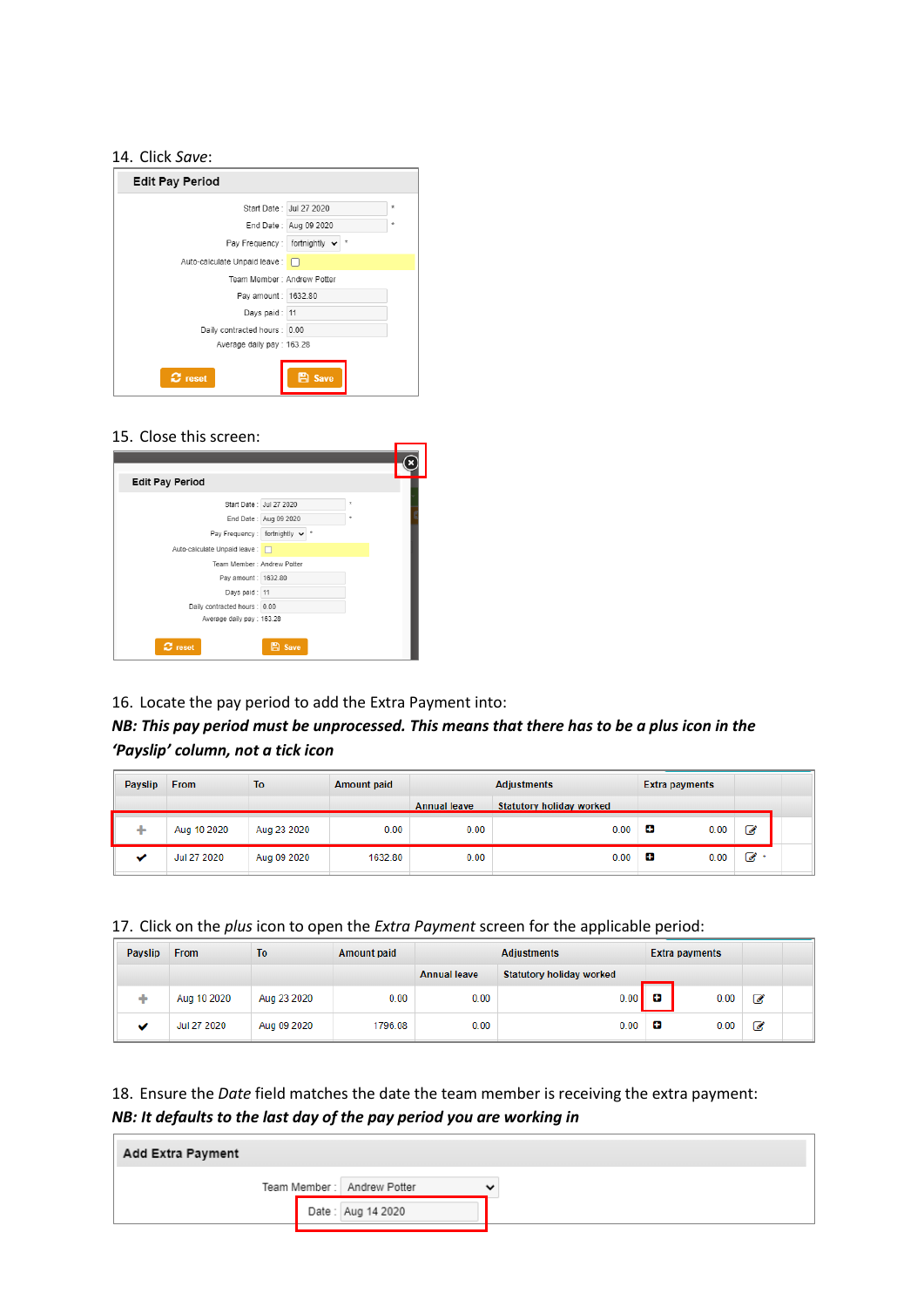14. Click *Save*:

**Edit Pay Period**

Start Date : Jul 27 2020 *
End Date : Aug 09 2020 *
Pay Frequency : fortnightly *
Auto-calculate Unpaid leave :
Team Member : Andrew Potter
Pay amount : 1632.80
Days paid : 11
Daily contracted hours : 0.00
Average daily pay : 163.28

reset | Save

15. Close this screen:

**Edit Pay Period**

Start Date : Jul 27 2020 *
End Date : Aug 09 2020 *
Pay Frequency : fortnightly *
Auto-calculate Unpaid leave :
Team Member : Andrew Potter
Pay amount : 1632.80
Days paid : 11
Daily contracted hours : 0.00
Average daily pay : 163.28

reset | Save

16. Locate the pay period to add the Extra Payment into:

***NB: This pay period must be unprocessed. This means that there has to be a plus icon in the 'Payslip' column, not a tick icon***

| Payslip | From | To | Amount paid | Adjustments | | Extra payments | | |
|---|---|---|---|---|---|---|---|---|
| | | | | Annual leave | Statutory holiday worked | | | |
| + | Aug 10 2020 | Aug 23 2020 | 0.00 | 0.00 | 0.00 | + | 0.00 | |
| ✔ | Jul 27 2020 | Aug 09 2020 | 1632.80 | 0.00 | 0.00 | + | 0.00 | * |

17. Click on the *plus* icon to open the *Extra Payment* screen for the applicable period:

| Payslip | From | To | Amount paid | Adjustments | | Extra payments | | |
|---|---|---|---|---|---|---|---|---|
| | | | | Annual leave | Statutory holiday worked | | | |
| + | Aug 10 2020 | Aug 23 2020 | 0.00 | 0.00 | 0.00 | + | 0.00 | |
| ✔ | Jul 27 2020 | Aug 09 2020 | 1796.08 | 0.00 | 0.00 | + | 0.00 | |

18. Ensure the *Date* field matches the date the team member is receiving the extra payment:

***NB: It defaults to the last day of the pay period you are working in***

**Add Extra Payment**

Team Member : Andrew Potter
Date : Aug 14 2020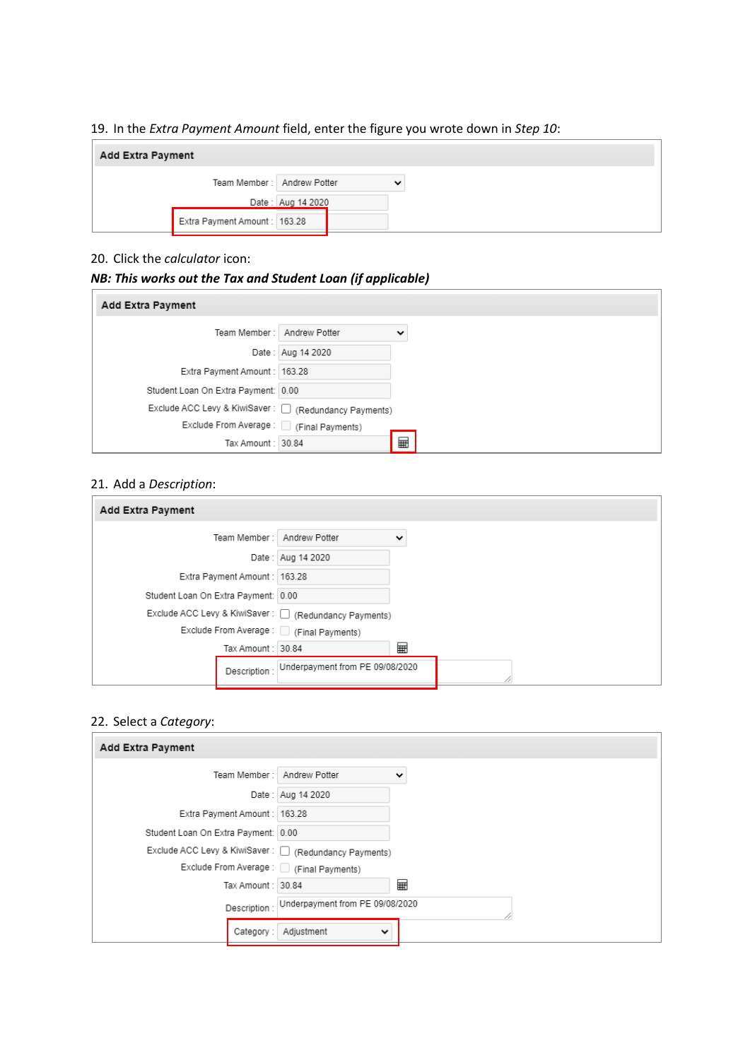19. In the *Extra Payment Amount* field, enter the figure you wrote down in *Step 10*:

**Add Extra Payment**

| Field | Value |
|---|---|
| Team Member : | Andrew Potter |
| Date : | Aug 14 2020 |
| Extra Payment Amount : | 163.28 |

20. Click the *calculator* icon:

***NB: This works out the Tax and Student Loan (if applicable)***

**Add Extra Payment**

| Field | Value |
|---|---|
| Team Member : | Andrew Potter |
| Date : | Aug 14 2020 |
| Extra Payment Amount : | 163.28 |
| Student Loan On Extra Payment: | 0.00 |
| Exclude ACC Levy & KiwiSaver : | (Redundancy Payments) |
| Exclude From Average : | (Final Payments) |
| Tax Amount : | 30.84 |

21. Add a *Description*:

**Add Extra Payment**

| Field | Value |
|---|---|
| Team Member : | Andrew Potter |
| Date : | Aug 14 2020 |
| Extra Payment Amount : | 163.28 |
| Student Loan On Extra Payment: | 0.00 |
| Exclude ACC Levy & KiwiSaver : | (Redundancy Payments) |
| Exclude From Average : | (Final Payments) |
| Tax Amount : | 30.84 |
| Description : | Underpayment from PE 09/08/2020 |

22. Select a *Category*:

**Add Extra Payment**

| Field | Value |
|---|---|
| Team Member : | Andrew Potter |
| Date : | Aug 14 2020 |
| Extra Payment Amount : | 163.28 |
| Student Loan On Extra Payment: | 0.00 |
| Exclude ACC Levy & KiwiSaver : | (Redundancy Payments) |
| Exclude From Average : | (Final Payments) |
| Tax Amount : | 30.84 |
| Description : | Underpayment from PE 09/08/2020 |
| Category : | Adjustment |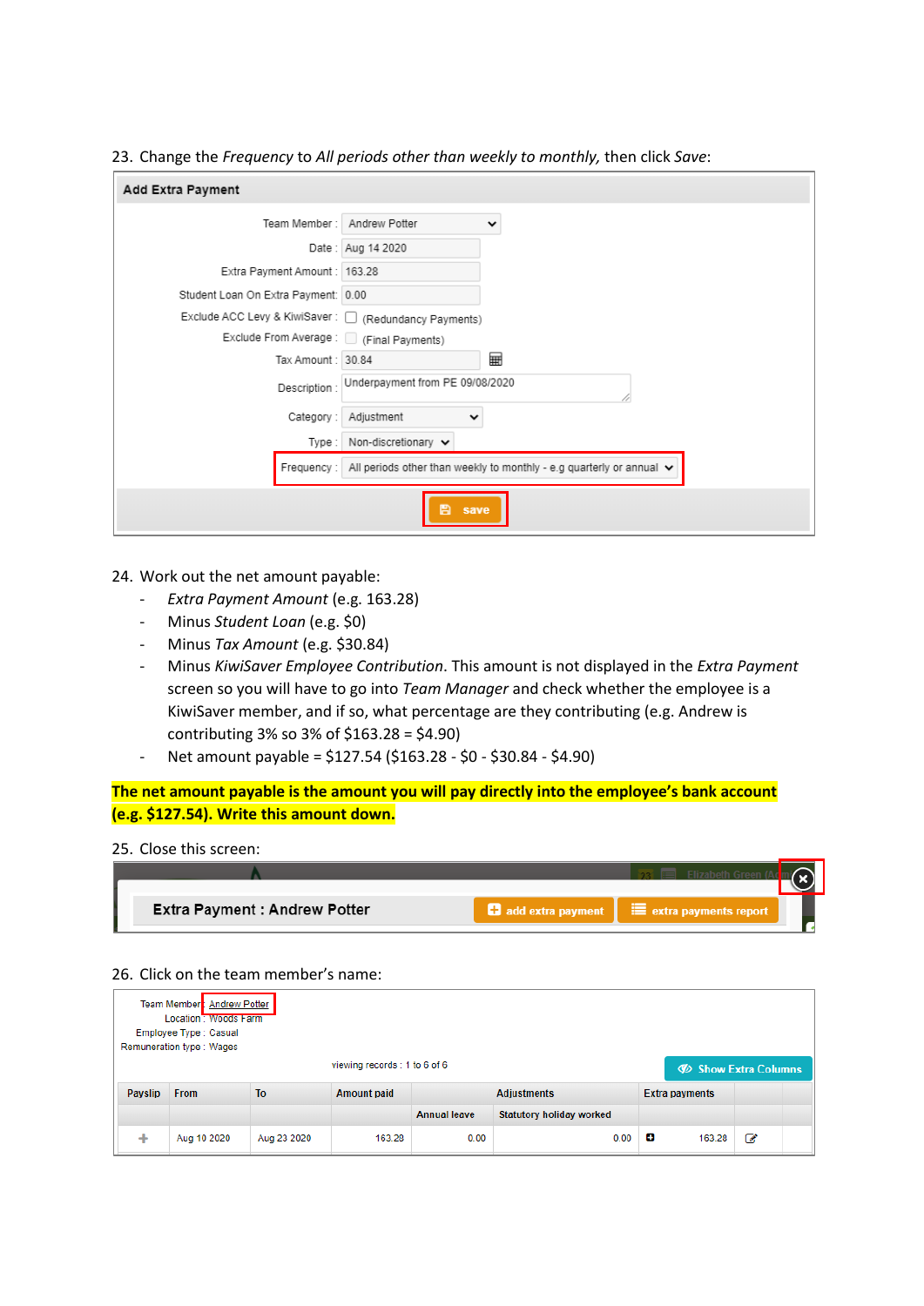23. Change the *Frequency* to *All periods other than weekly to monthly*, then click *Save*:

**Add Extra Payment**

Team Member : Andrew Potter
Date : Aug 14 2020
Extra Payment Amount : 163.28
Student Loan On Extra Payment: 0.00
Exclude ACC Levy & KiwiSaver : (Redundancy Payments)
Exclude From Average : (Final Payments)
Tax Amount : 30.84
Description : Underpayment from PE 09/08/2020
Category : Adjustment
Type : Non-discretionary
Frequency : All periods other than weekly to monthly - e.g quarterly or annual

save

24. Work out the net amount payable:
    - *Extra Payment Amount* (e.g. 163.28)
    - Minus *Student Loan* (e.g. $0)
    - Minus *Tax Amount* (e.g. $30.84)
    - Minus *KiwiSaver Employee Contribution*. This amount is not displayed in the *Extra Payment* screen so you will have to go into *Team Manager* and check whether the employee is a KiwiSaver member, and if so, what percentage are they contributing (e.g. Andrew is contributing 3% so 3% of $163.28 = $4.90)
    - Net amount payable = $127.54 ($163.28 - $0 - $30.84 - $4.90)

**The net amount payable is the amount you will pay directly into the employee's bank account (e.g. $127.54). Write this amount down.**

25. Close this screen:

**Extra Payment : Andrew Potter** — add extra payment — extra payments report

26. Click on the team member's name:

Team Member : Andrew Potter
Location : Woods Farm
Employee Type : Casual
Remuneration type : Wages

viewing records : 1 to 6 of 6

Show Extra Columns

| Payslip | From | To | Amount paid | Adjustments | | Extra payments | | |
|---|---|---|---|---|---|---|---|---|
| | | | | Annual leave | Statutory holiday worked | | | |
| + | Aug 10 2020 | Aug 23 2020 | 163.28 | 0.00 | 0.00 | | 163.28 | |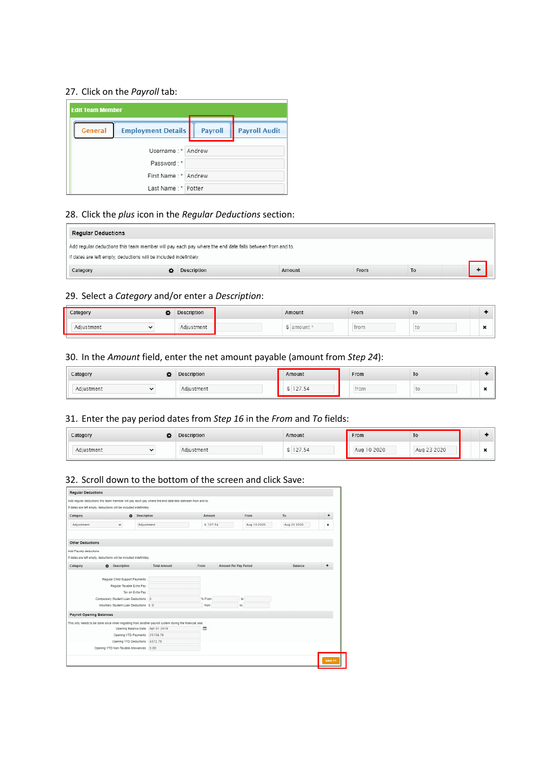27. Click on the *Payroll* tab:

28. Click the *plus* icon in the *Regular Deductions* section:

29. Select a *Category* and/or enter a *Description*:

30. In the *Amount* field, enter the net amount payable (amount from *Step 24*):

31. Enter the pay period dates from *Step 16* in the *From* and *To* fields:

32. Scroll down to the bottom of the screen and click Save: